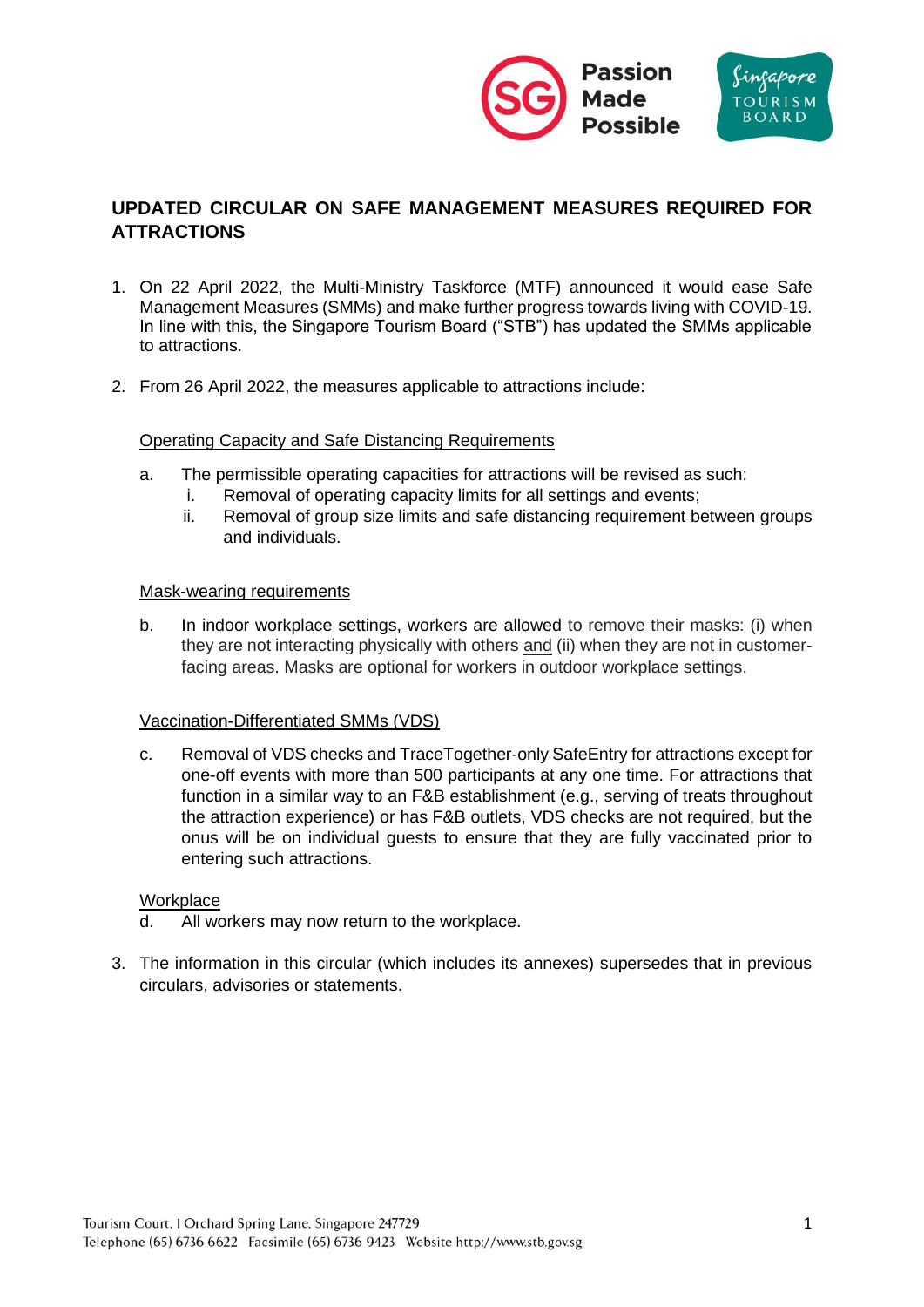# UPDATED CIRCULAR ON SAFE MANAGEMENT MEASURES REQUIRED FOR ATTRACTIONS

1. On 22 April 2022, the Multi-Ministry Taskforce (MTF) announced it would ease Safe Management Measures (SMMs) and make further progress towards living with COVID-19. In line with this, the Singapore Tourism Board ("STB") has updated the SMMs applicable to attractions.

2. From 26 April 2022, the measures applicable to attractions include:

   Operating Capacity and Safe Distancing Requirements

   a. The permissible operating capacities for attractions will be revised as such:
      i. Removal of operating capacity limits for all settings and events;
      ii. Removal of group size limits and safe distancing requirement between groups and individuals.

   Mask-wearing requirements

   b. In indoor workplace settings, workers are allowed to remove their masks: (i) when they are not interacting physically with others and (ii) when they are not in customer-facing areas. Masks are optional for workers in outdoor workplace settings.

   Vaccination-Differentiated SMMs (VDS)

   c. Removal of VDS checks and TraceTogether-only SafeEntry for attractions except for one-off events with more than 500 participants at any one time. For attractions that function in a similar way to an F&B establishment (e.g., serving of treats throughout the attraction experience) or has F&B outlets, VDS checks are not required, but the onus will be on individual guests to ensure that they are fully vaccinated prior to entering such attractions.

   Workplace

   d. All workers may now return to the workplace.

3. The information in this circular (which includes its annexes) supersedes that in previous circulars, advisories or statements.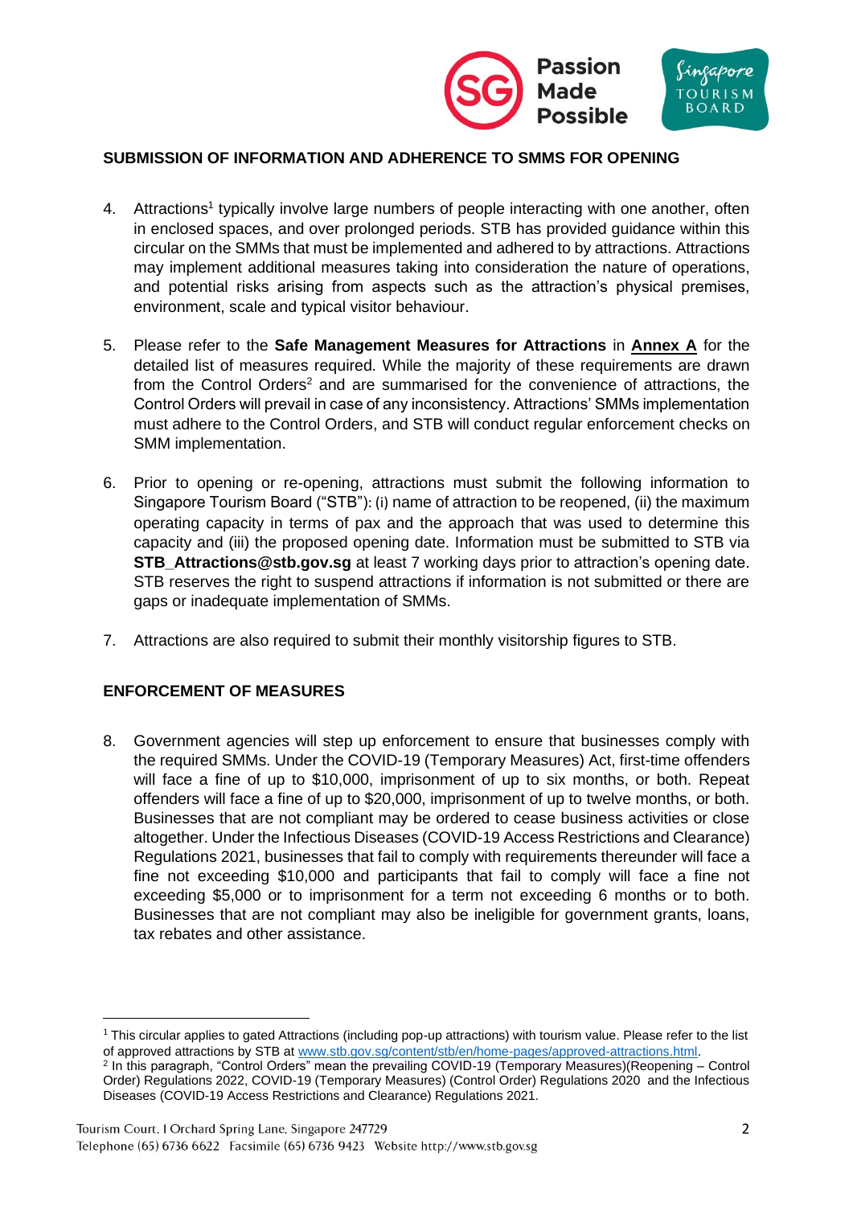## SUBMISSION OF INFORMATION AND ADHERENCE TO SMMS FOR OPENING

4. Attractions[1] typically involve large numbers of people interacting with one another, often in enclosed spaces, and over prolonged periods. STB has provided guidance within this circular on the SMMs that must be implemented and adhered to by attractions. Attractions may implement additional measures taking into consideration the nature of operations, and potential risks arising from aspects such as the attraction's physical premises, environment, scale and typical visitor behaviour.

5. Please refer to the **Safe Management Measures for Attractions** in **Annex A** for the detailed list of measures required. While the majority of these requirements are drawn from the Control Orders[2] and are summarised for the convenience of attractions, the Control Orders will prevail in case of any inconsistency. Attractions' SMMs implementation must adhere to the Control Orders, and STB will conduct regular enforcement checks on SMM implementation.

6. Prior to opening or re-opening, attractions must submit the following information to Singapore Tourism Board ("STB"): (i) name of attraction to be reopened, (ii) the maximum operating capacity in terms of pax and the approach that was used to determine this capacity and (iii) the proposed opening date. Information must be submitted to STB via **STB_Attractions@stb.gov.sg** at least 7 working days prior to attraction's opening date. STB reserves the right to suspend attractions if information is not submitted or there are gaps or inadequate implementation of SMMs.

7. Attractions are also required to submit their monthly visitorship figures to STB.

## ENFORCEMENT OF MEASURES

8. Government agencies will step up enforcement to ensure that businesses comply with the required SMMs. Under the COVID-19 (Temporary Measures) Act, first-time offenders will face a fine of up to $10,000, imprisonment of up to six months, or both. Repeat offenders will face a fine of up to $20,000, imprisonment of up to twelve months, or both. Businesses that are not compliant may be ordered to cease business activities or close altogether. Under the Infectious Diseases (COVID-19 Access Restrictions and Clearance) Regulations 2021, businesses that fail to comply with requirements thereunder will face a fine not exceeding $10,000 and participants that fail to comply will face a fine not exceeding $5,000 or to imprisonment for a term not exceeding 6 months or to both. Businesses that are not compliant may also be ineligible for government grants, loans, tax rebates and other assistance.

---

[1] This circular applies to gated Attractions (including pop-up attractions) with tourism value. Please refer to the list of approved attractions by STB at www.stb.gov.sg/content/stb/en/home-pages/approved-attractions.html.

[2] In this paragraph, "Control Orders" mean the prevailing COVID-19 (Temporary Measures)(Reopening – Control Order) Regulations 2022, COVID-19 (Temporary Measures) (Control Order) Regulations 2020 and the Infectious Diseases (COVID-19 Access Restrictions and Clearance) Regulations 2021.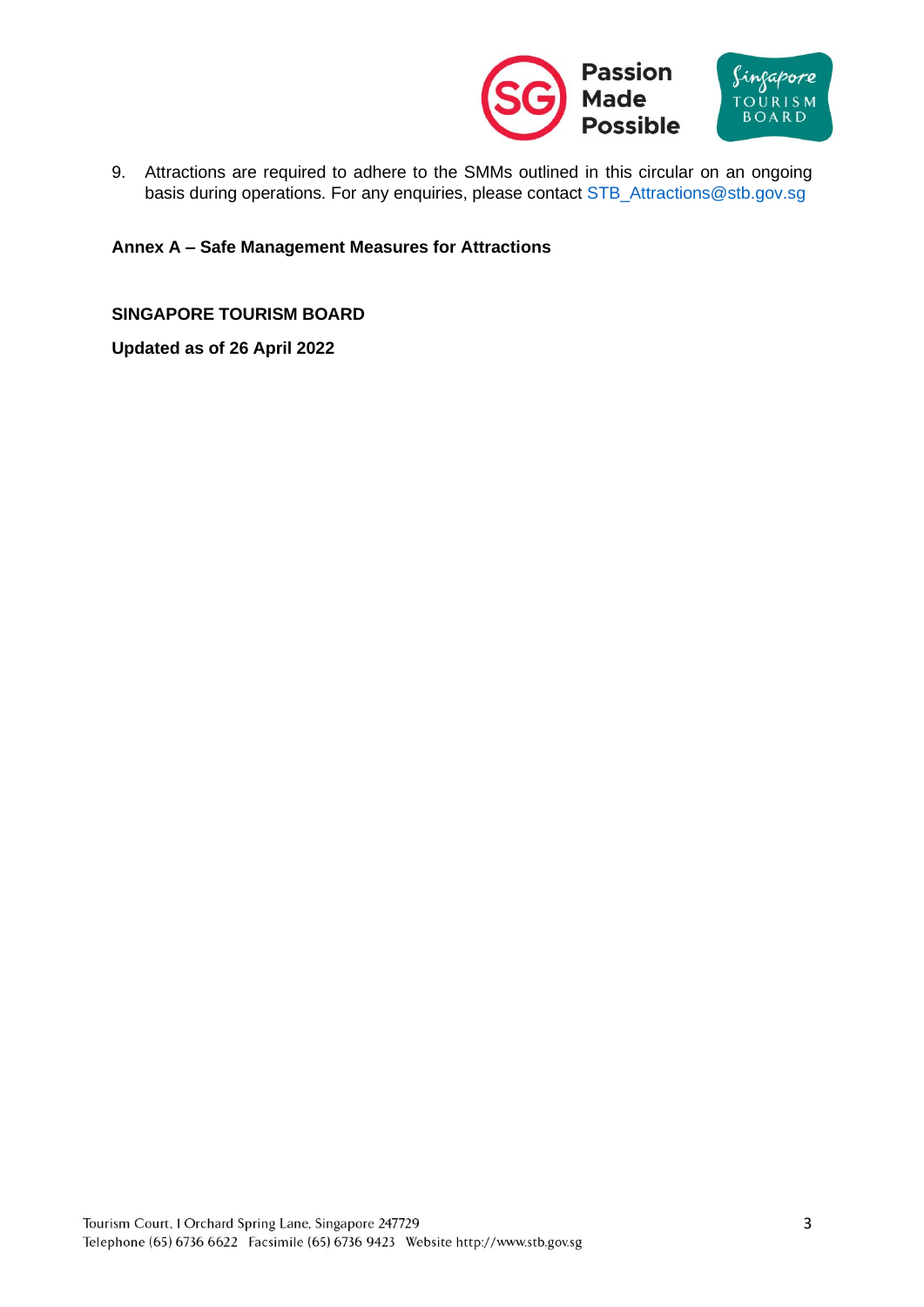9. Attractions are required to adhere to the SMMs outlined in this circular on an ongoing basis during operations. For any enquiries, please contact STB_Attractions@stb.gov.sg

**Annex A – Safe Management Measures for Attractions**

**SINGAPORE TOURISM BOARD**

**Updated as of 26 April 2022**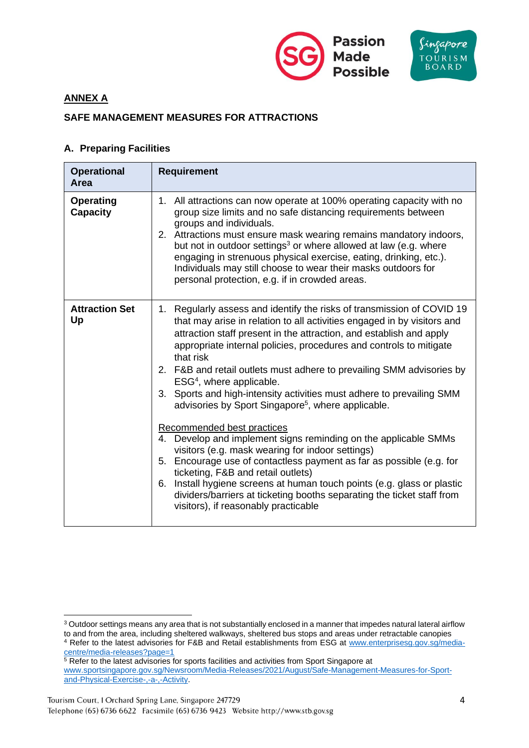**ANNEX A**

**SAFE MANAGEMENT MEASURES FOR ATTRACTIONS**

**A. Preparing Facilities**

| **Operational Area** | **Requirement** |
|---|---|
| **Operating Capacity** | 1. All attractions can now operate at 100% operating capacity with no group size limits and no safe distancing requirements between groups and individuals.<br>2. Attractions must ensure mask wearing remains mandatory indoors, but not in outdoor settings[3] or where allowed at law (e.g. where engaging in strenuous physical exercise, eating, drinking, etc.). Individuals may still choose to wear their masks outdoors for personal protection, e.g. if in crowded areas. |
| **Attraction Set Up** | 1. Regularly assess and identify the risks of transmission of COVID 19 that may arise in relation to all activities engaged in by visitors and attraction staff present in the attraction, and establish and apply appropriate internal policies, procedures and controls to mitigate that risk<br>2. F&B and retail outlets must adhere to prevailing SMM advisories by ESG[4], where applicable.<br>3. Sports and high-intensity activities must adhere to prevailing SMM advisories by Sport Singapore[5], where applicable.<br><br><u>Recommended best practices</u><br>4. Develop and implement signs reminding on the applicable SMMs visitors (e.g. mask wearing for indoor settings)<br>5. Encourage use of contactless payment as far as possible (e.g. for ticketing, F&B and retail outlets)<br>6. Install hygiene screens at human touch points (e.g. glass or plastic dividers/barriers at ticketing booths separating the ticket staff from visitors), if reasonably practicable |

[3] Outdoor settings means any area that is not substantially enclosed in a manner that impedes natural lateral airflow to and from the area, including sheltered walkways, sheltered bus stops and areas under retractable canopies

[4] Refer to the latest advisories for F&B and Retail establishments from ESG at www.enterprisesg.gov.sg/media-centre/media-releases?page=1

[5] Refer to the latest advisories for sports facilities and activities from Sport Singapore at www.sportsingapore.gov.sg/Newsroom/Media-Releases/2021/August/Safe-Management-Measures-for-Sport-and-Physical-Exercise-,-a-,-Activity.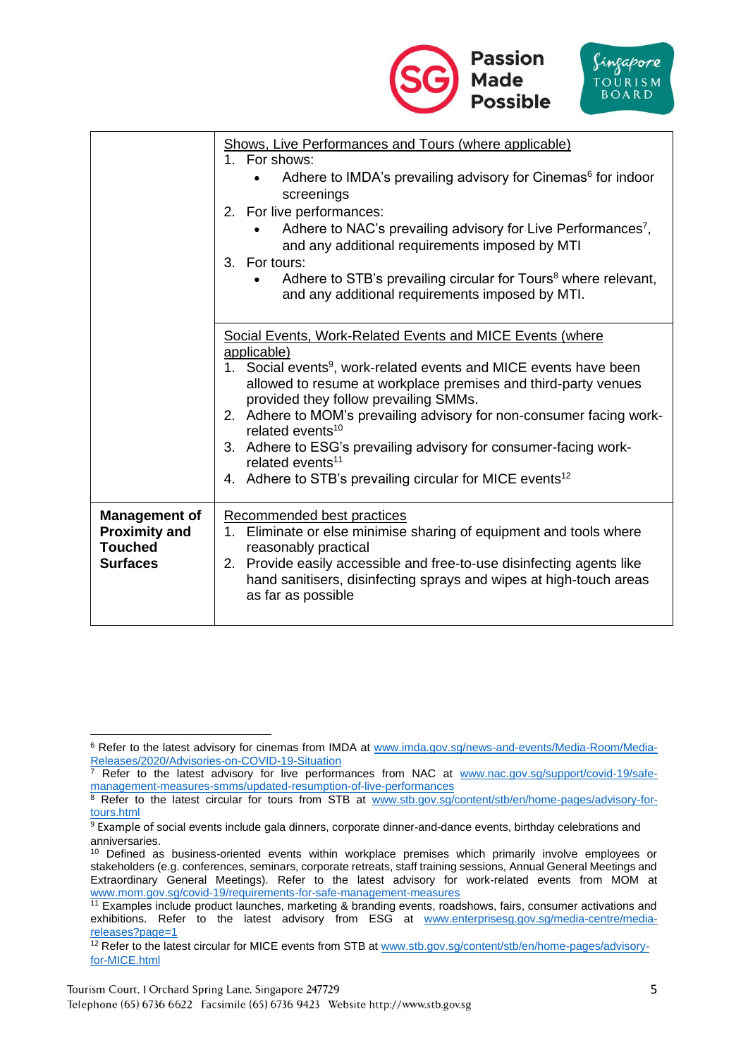| | |
|---|---|
| | <u>Shows, Live Performances and Tours (where applicable)</u><br>1. For shows:<br>• Adhere to IMDA's prevailing advisory for Cinemas[6] for indoor screenings<br>2. For live performances:<br>• Adhere to NAC's prevailing advisory for Live Performances[7], and any additional requirements imposed by MTI<br>3. For tours:<br>• Adhere to STB's prevailing circular for Tours[8] where relevant, and any additional requirements imposed by MTI. |
| | <u>Social Events, Work-Related Events and MICE Events (where applicable)</u><br>1. Social events[9], work-related events and MICE events have been allowed to resume at workplace premises and third-party venues provided they follow prevailing SMMs.<br>2. Adhere to MOM's prevailing advisory for non-consumer facing work-related events[10]<br>3. Adhere to ESG's prevailing advisory for consumer-facing work-related events[11]<br>4. Adhere to STB's prevailing circular for MICE events[12] |
| **Management of Proximity and Touched Surfaces** | <u>Recommended best practices</u><br>1. Eliminate or else minimise sharing of equipment and tools where reasonably practical<br>2. Provide easily accessible and free-to-use disinfecting agents like hand sanitisers, disinfecting sprays and wipes at high-touch areas as far as possible |

---

[6] Refer to the latest advisory for cinemas from IMDA at www.imda.gov.sg/news-and-events/Media-Room/Media-Releases/2020/Advisories-on-COVID-19-Situation

[7] Refer to the latest advisory for live performances from NAC at www.nac.gov.sg/support/covid-19/safe-management-measures-smms/updated-resumption-of-live-performances

[8] Refer to the latest circular for tours from STB at www.stb.gov.sg/content/stb/en/home-pages/advisory-for-tours.html

[9] Example of social events include gala dinners, corporate dinner-and-dance events, birthday celebrations and anniversaries.

[10] Defined as business-oriented events within workplace premises which primarily involve employees or stakeholders (e.g. conferences, seminars, corporate retreats, staff training sessions, Annual General Meetings and Extraordinary General Meetings). Refer to the latest advisory for work-related events from MOM at www.mom.gov.sg/covid-19/requirements-for-safe-management-measures

[11] Examples include product launches, marketing & branding events, roadshows, fairs, consumer activations and exhibitions. Refer to the latest advisory from ESG at www.enterprisesg.gov.sg/media-centre/media-releases?page=1

[12] Refer to the latest circular for MICE events from STB at www.stb.gov.sg/content/stb/en/home-pages/advisory-for-MICE.html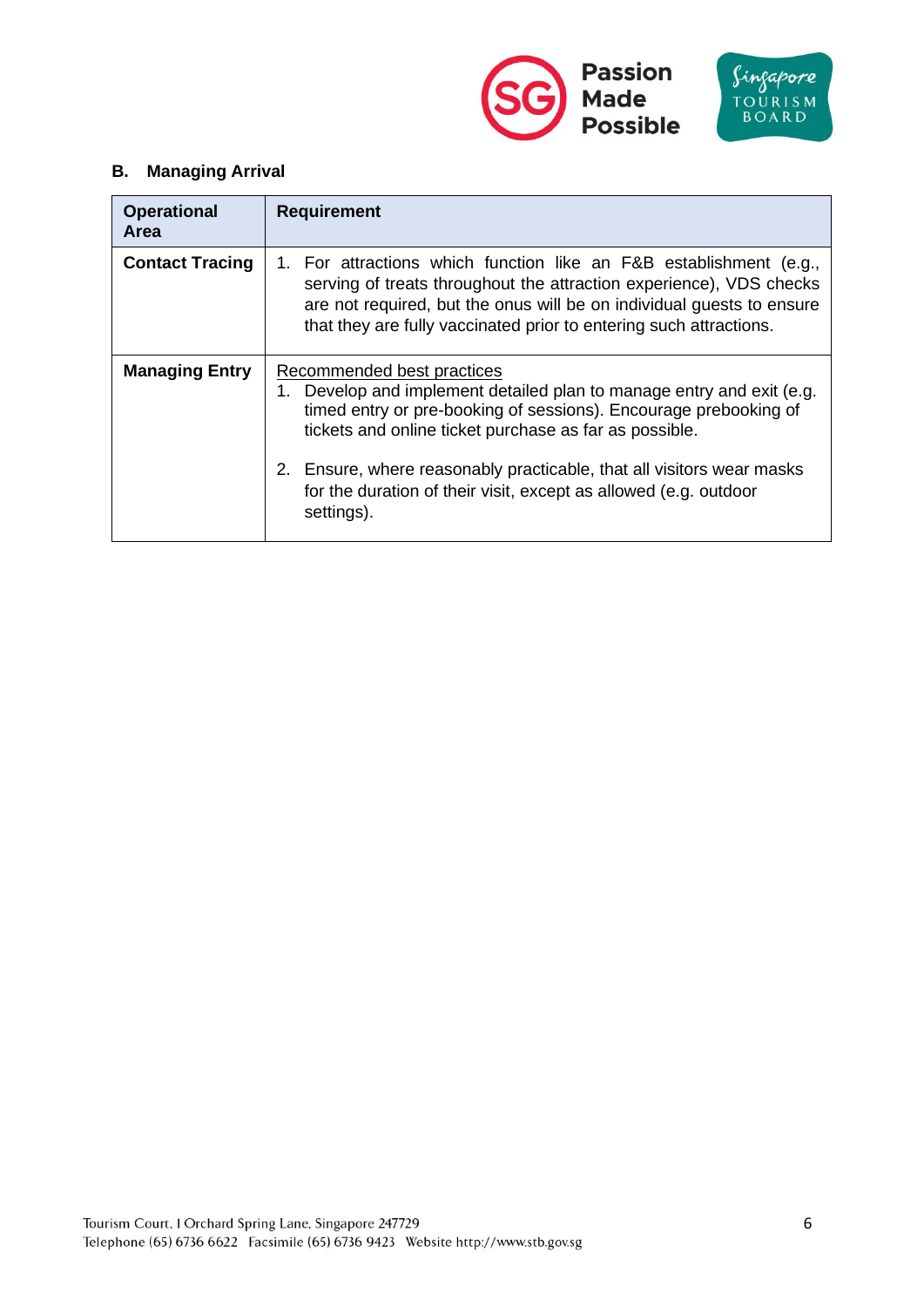## B. Managing Arrival

| Operational Area | Requirement |
|---|---|
| **Contact Tracing** | 1. For attractions which function like an F&B establishment (e.g., serving of treats throughout the attraction experience), VDS checks are not required, but the onus will be on individual guests to ensure that they are fully vaccinated prior to entering such attractions. |
| **Managing Entry** | <u>Recommended best practices</u><br>1. Develop and implement detailed plan to manage entry and exit (e.g. timed entry or pre-booking of sessions). Encourage prebooking of tickets and online ticket purchase as far as possible.<br><br>2. Ensure, where reasonably practicable, that all visitors wear masks for the duration of their visit, except as allowed (e.g. outdoor settings). |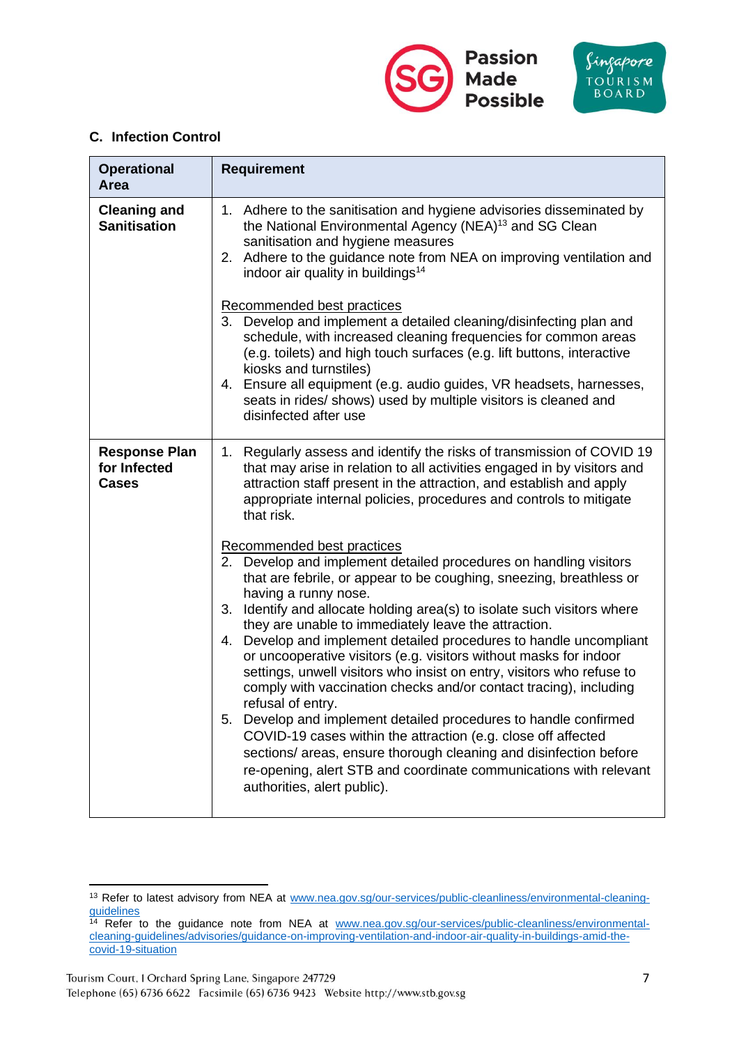### C. Infection Control

| Operational Area | Requirement |
|---|---|
| **Cleaning and Sanitisation** | 1. Adhere to the sanitisation and hygiene advisories disseminated by the National Environmental Agency (NEA)[13] and SG Clean sanitisation and hygiene measures<br>2. Adhere to the guidance note from NEA on improving ventilation and indoor air quality in buildings[14]<br><br><u>Recommended best practices</u><br>3. Develop and implement a detailed cleaning/disinfecting plan and schedule, with increased cleaning frequencies for common areas (e.g. toilets) and high touch surfaces (e.g. lift buttons, interactive kiosks and turnstiles)<br>4. Ensure all equipment (e.g. audio guides, VR headsets, harnesses, seats in rides/ shows) used by multiple visitors is cleaned and disinfected after use |
| **Response Plan for Infected Cases** | 1. Regularly assess and identify the risks of transmission of COVID 19 that may arise in relation to all activities engaged in by visitors and attraction staff present in the attraction, and establish and apply appropriate internal policies, procedures and controls to mitigate that risk.<br><br><u>Recommended best practices</u><br>2. Develop and implement detailed procedures on handling visitors that are febrile, or appear to be coughing, sneezing, breathless or having a runny nose.<br>3. Identify and allocate holding area(s) to isolate such visitors where they are unable to immediately leave the attraction.<br>4. Develop and implement detailed procedures to handle uncompliant or uncooperative visitors (e.g. visitors without masks for indoor settings, unwell visitors who insist on entry, visitors who refuse to comply with vaccination checks and/or contact tracing), including refusal of entry.<br>5. Develop and implement detailed procedures to handle confirmed COVID-19 cases within the attraction (e.g. close off affected sections/ areas, ensure thorough cleaning and disinfection before re-opening, alert STB and coordinate communications with relevant authorities, alert public). |

[13] Refer to latest advisory from NEA at www.nea.gov.sg/our-services/public-cleanliness/environmental-cleaning-guidelines

[14] Refer to the guidance note from NEA at www.nea.gov.sg/our-services/public-cleanliness/environmental-cleaning-guidelines/advisories/guidance-on-improving-ventilation-and-indoor-air-quality-in-buildings-amid-the-covid-19-situation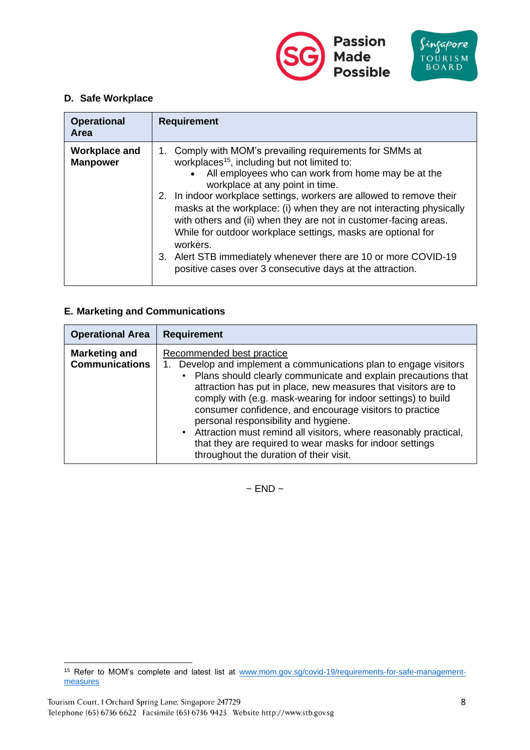### D. Safe Workplace

| Operational Area | Requirement |
|---|---|
| **Workplace and Manpower** | 1. Comply with MOM's prevailing requirements for SMMs at workplaces[15], including but not limited to:<br>• All employees who can work from home may be at the workplace at any point in time.<br>2. In indoor workplace settings, workers are allowed to remove their masks at the workplace: (i) when they are not interacting physically with others and (ii) when they are not in customer-facing areas. While for outdoor workplace settings, masks are optional for workers.<br>3. Alert STB immediately whenever there are 10 or more COVID-19 positive cases over 3 consecutive days at the attraction. |

### E. Marketing and Communications

| Operational Area | Requirement |
|---|---|
| **Marketing and Communications** | <u>Recommended best practice</u><br>1. Develop and implement a communications plan to engage visitors<br>• Plans should clearly communicate and explain precautions that attraction has put in place, new measures that visitors are to comply with (e.g. mask-wearing for indoor settings) to build consumer confidence, and encourage visitors to practice personal responsibility and hygiene.<br>• Attraction must remind all visitors, where reasonably practical, that they are required to wear masks for indoor settings throughout the duration of their visit. |

~ END ~

[15] Refer to MOM's complete and latest list at www.mom.gov.sg/covid-19/requirements-for-safe-management-measures